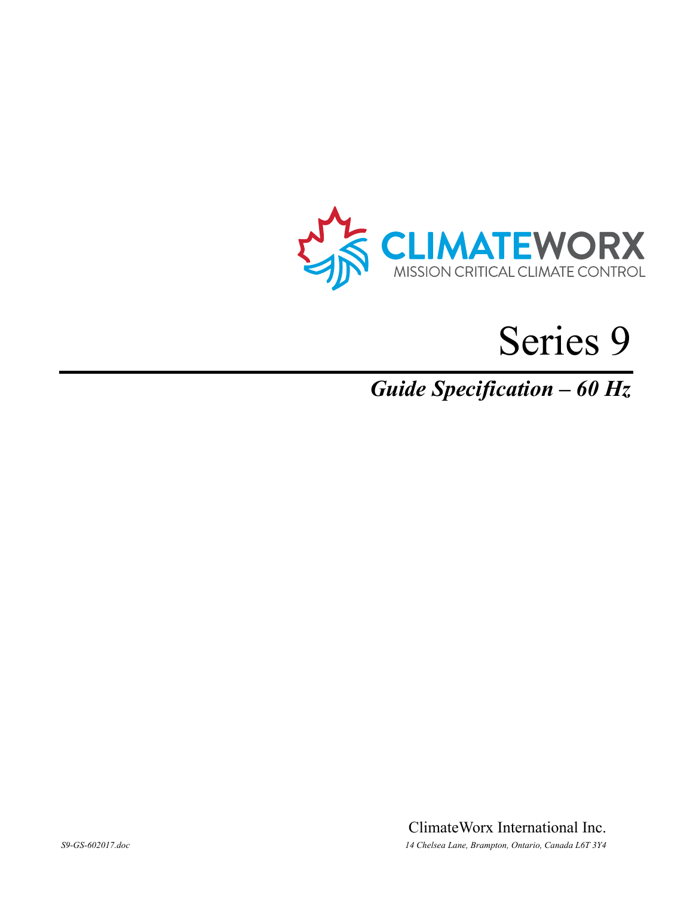CLIMATEWORX

MISSION CRITICAL CLIMATE CONTROL

# Series 9

## *Guide Specification – 60 Hz*

ClimateWorx International Inc.

*S9-GS-602017.doc*

*14 Chelsea Lane, Brampton, Ontario, Canada L6T 3Y4*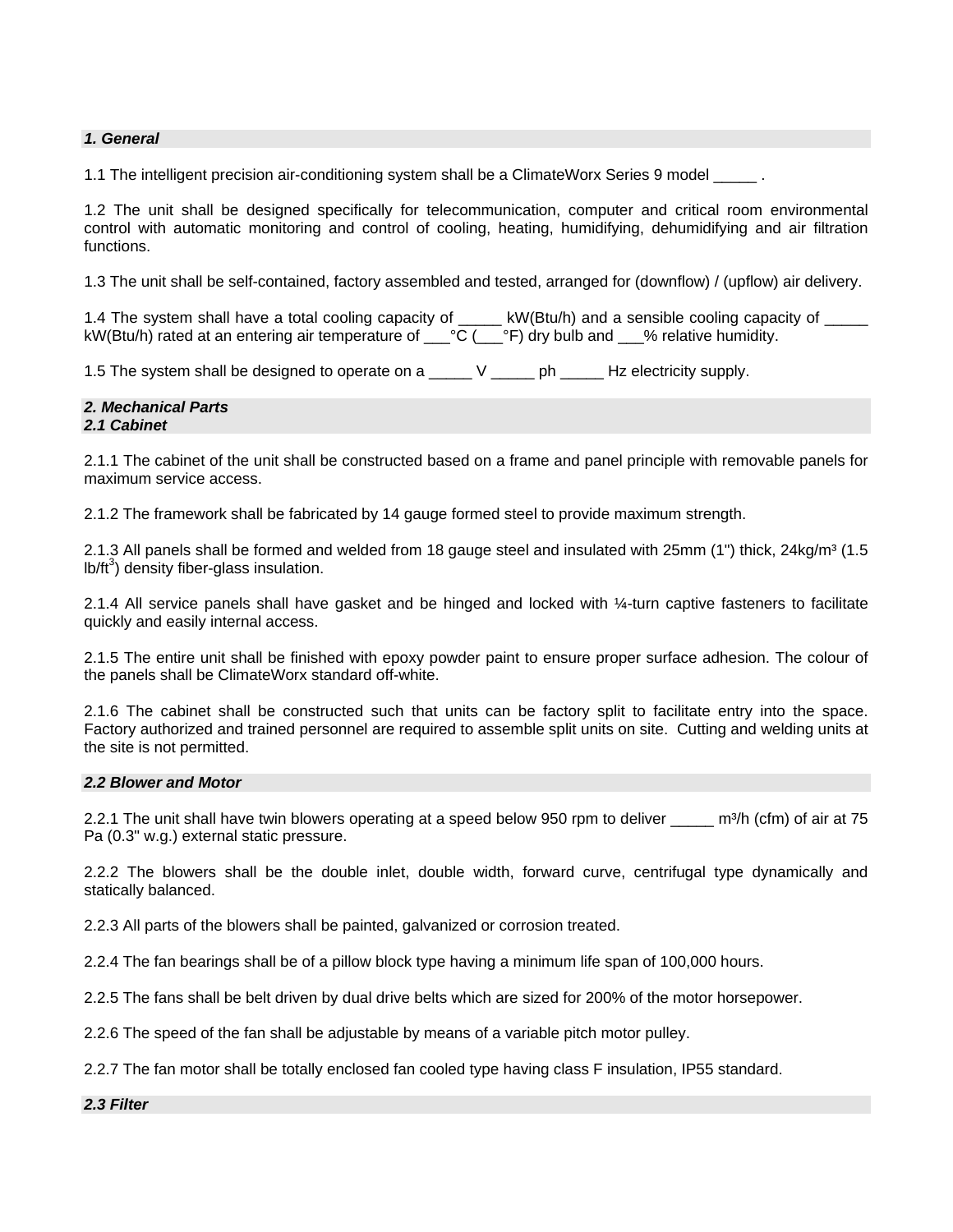### *1. General*

1.1 The intelligent precision air-conditioning system shall be a ClimateWorx Series 9 model _____ .

1.2 The unit shall be designed specifically for telecommunication, computer and critical room environmental control with automatic monitoring and control of cooling, heating, humidifying, dehumidifying and air filtration functions.

1.3 The unit shall be self-contained, factory assembled and tested, arranged for (downflow) / (upflow) air delivery.

1.4 The system shall have a total cooling capacity of _____ kW(Btu/h) and a sensible cooling capacity of _____ kW(Btu/h) rated at an entering air temperature of ___°C (___°F) dry bulb and ___% relative humidity.

1.5 The system shall be designed to operate on a _____ V _____ ph _____ Hz electricity supply.

### *2. Mechanical Parts*

#### *2.1 Cabinet*

2.1.1 The cabinet of the unit shall be constructed based on a frame and panel principle with removable panels for maximum service access.

2.1.2 The framework shall be fabricated by 14 gauge formed steel to provide maximum strength.

2.1.3 All panels shall be formed and welded from 18 gauge steel and insulated with 25mm (1") thick, 24kg/m³ (1.5 lb/ft$^3$) density fiber-glass insulation.

2.1.4 All service panels shall have gasket and be hinged and locked with ¼-turn captive fasteners to facilitate quickly and easily internal access.

2.1.5 The entire unit shall be finished with epoxy powder paint to ensure proper surface adhesion. The colour of the panels shall be ClimateWorx standard off-white.

2.1.6 The cabinet shall be constructed such that units can be factory split to facilitate entry into the space. Factory authorized and trained personnel are required to assemble split units on site. Cutting and welding units at the site is not permitted.

#### *2.2 Blower and Motor*

2.2.1 The unit shall have twin blowers operating at a speed below 950 rpm to deliver _____ m³/h (cfm) of air at 75 Pa (0.3" w.g.) external static pressure.

2.2.2 The blowers shall be the double inlet, double width, forward curve, centrifugal type dynamically and statically balanced.

2.2.3 All parts of the blowers shall be painted, galvanized or corrosion treated.

2.2.4 The fan bearings shall be of a pillow block type having a minimum life span of 100,000 hours.

2.2.5 The fans shall be belt driven by dual drive belts which are sized for 200% of the motor horsepower.

2.2.6 The speed of the fan shall be adjustable by means of a variable pitch motor pulley.

2.2.7 The fan motor shall be totally enclosed fan cooled type having class F insulation, IP55 standard.

#### *2.3 Filter*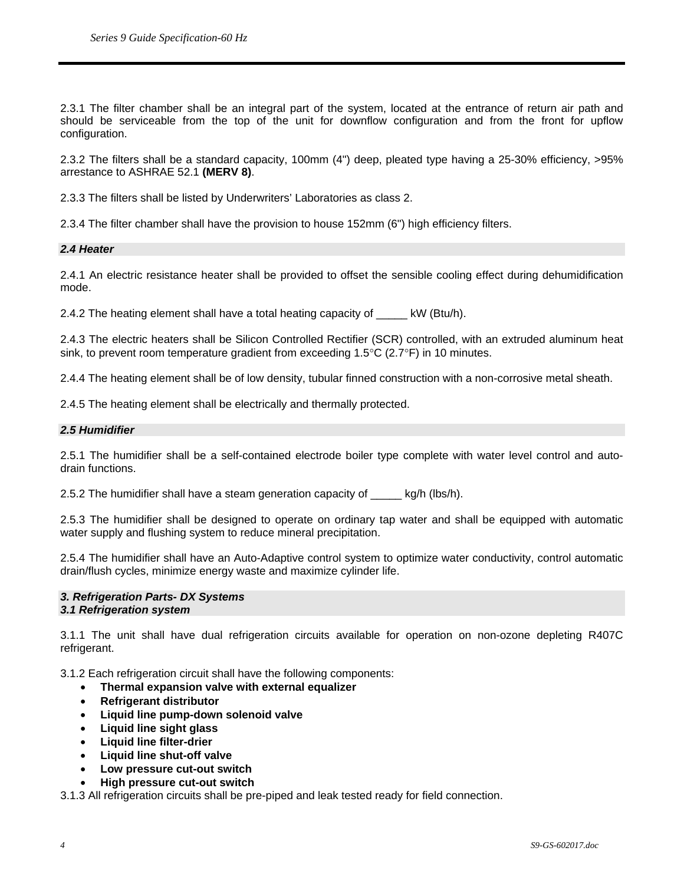2.3.1 The filter chamber shall be an integral part of the system, located at the entrance of return air path and should be serviceable from the top of the unit for downflow configuration and from the front for upflow configuration.

2.3.2 The filters shall be a standard capacity, 100mm (4") deep, pleated type having a 25-30% efficiency, >95% arrestance to ASHRAE 52.1 **(MERV 8)**.

2.3.3 The filters shall be listed by Underwriters' Laboratories as class 2.

2.3.4 The filter chamber shall have the provision to house 152mm (6") high efficiency filters.

### *2.4 Heater*

2.4.1 An electric resistance heater shall be provided to offset the sensible cooling effect during dehumidification mode.

2.4.2 The heating element shall have a total heating capacity of _____ kW (Btu/h).

2.4.3 The electric heaters shall be Silicon Controlled Rectifier (SCR) controlled, with an extruded aluminum heat sink, to prevent room temperature gradient from exceeding 1.5°C (2.7°F) in 10 minutes.

2.4.4 The heating element shall be of low density, tubular finned construction with a non-corrosive metal sheath.

2.4.5 The heating element shall be electrically and thermally protected.

### *2.5 Humidifier*

2.5.1 The humidifier shall be a self-contained electrode boiler type complete with water level control and auto-drain functions.

2.5.2 The humidifier shall have a steam generation capacity of _____ kg/h (lbs/h).

2.5.3 The humidifier shall be designed to operate on ordinary tap water and shall be equipped with automatic water supply and flushing system to reduce mineral precipitation.

2.5.4 The humidifier shall have an Auto-Adaptive control system to optimize water conductivity, control automatic drain/flush cycles, minimize energy waste and maximize cylinder life.

## *3. Refrigeration Parts- DX Systems*

### *3.1 Refrigeration system*

3.1.1 The unit shall have dual refrigeration circuits available for operation on non-ozone depleting R407C refrigerant.

3.1.2 Each refrigeration circuit shall have the following components:

- **Thermal expansion valve with external equalizer**
- **Refrigerant distributor**
- **Liquid line pump-down solenoid valve**
- **Liquid line sight glass**
- **Liquid line filter-drier**
- **Liquid line shut-off valve**
- **Low pressure cut-out switch**
- **High pressure cut-out switch**

3.1.3 All refrigeration circuits shall be pre-piped and leak tested ready for field connection.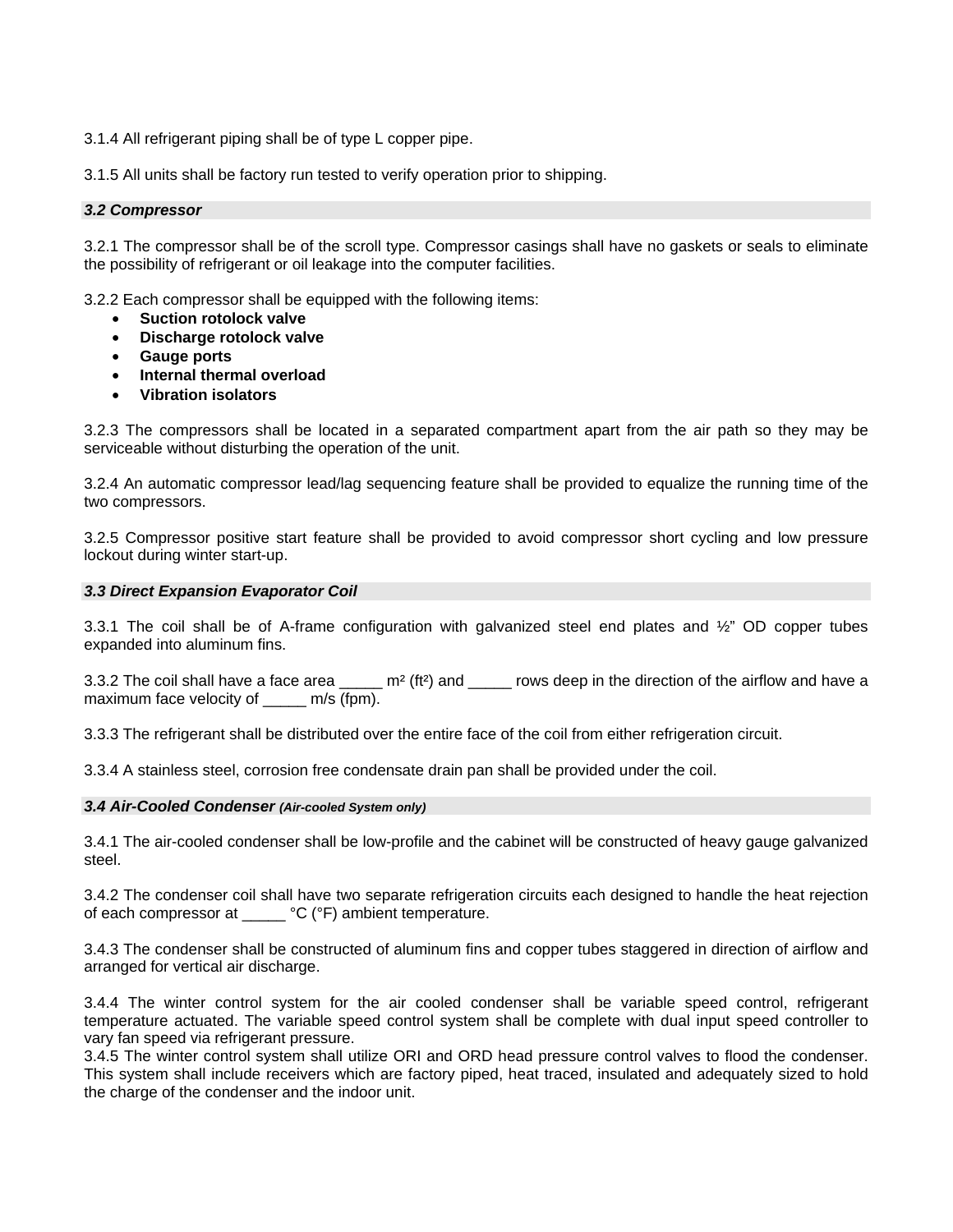3.1.4 All refrigerant piping shall be of type L copper pipe.

3.1.5 All units shall be factory run tested to verify operation prior to shipping.

### *3.2 Compressor*

3.2.1 The compressor shall be of the scroll type. Compressor casings shall have no gaskets or seals to eliminate the possibility of refrigerant or oil leakage into the computer facilities.

3.2.2 Each compressor shall be equipped with the following items:

- **Suction rotolock valve**
- **Discharge rotolock valve**
- **Gauge ports**
- **Internal thermal overload**
- **Vibration isolators**

3.2.3 The compressors shall be located in a separated compartment apart from the air path so they may be serviceable without disturbing the operation of the unit.

3.2.4 An automatic compressor lead/lag sequencing feature shall be provided to equalize the running time of the two compressors.

3.2.5 Compressor positive start feature shall be provided to avoid compressor short cycling and low pressure lockout during winter start-up.

### *3.3 Direct Expansion Evaporator Coil*

3.3.1 The coil shall be of A-frame configuration with galvanized steel end plates and ½" OD copper tubes expanded into aluminum fins.

3.3.2 The coil shall have a face area _____ m² (ft²) and _____ rows deep in the direction of the airflow and have a maximum face velocity of _____ m/s (fpm).

3.3.3 The refrigerant shall be distributed over the entire face of the coil from either refrigeration circuit.

3.3.4 A stainless steel, corrosion free condensate drain pan shall be provided under the coil.

### *3.4 Air-Cooled Condenser (Air-cooled System only)*

3.4.1 The air-cooled condenser shall be low-profile and the cabinet will be constructed of heavy gauge galvanized steel.

3.4.2 The condenser coil shall have two separate refrigeration circuits each designed to handle the heat rejection of each compressor at _____ °C (°F) ambient temperature.

3.4.3 The condenser shall be constructed of aluminum fins and copper tubes staggered in direction of airflow and arranged for vertical air discharge.

3.4.4 The winter control system for the air cooled condenser shall be variable speed control, refrigerant temperature actuated. The variable speed control system shall be complete with dual input speed controller to vary fan speed via refrigerant pressure.

3.4.5 The winter control system shall utilize ORI and ORD head pressure control valves to flood the condenser. This system shall include receivers which are factory piped, heat traced, insulated and adequately sized to hold the charge of the condenser and the indoor unit.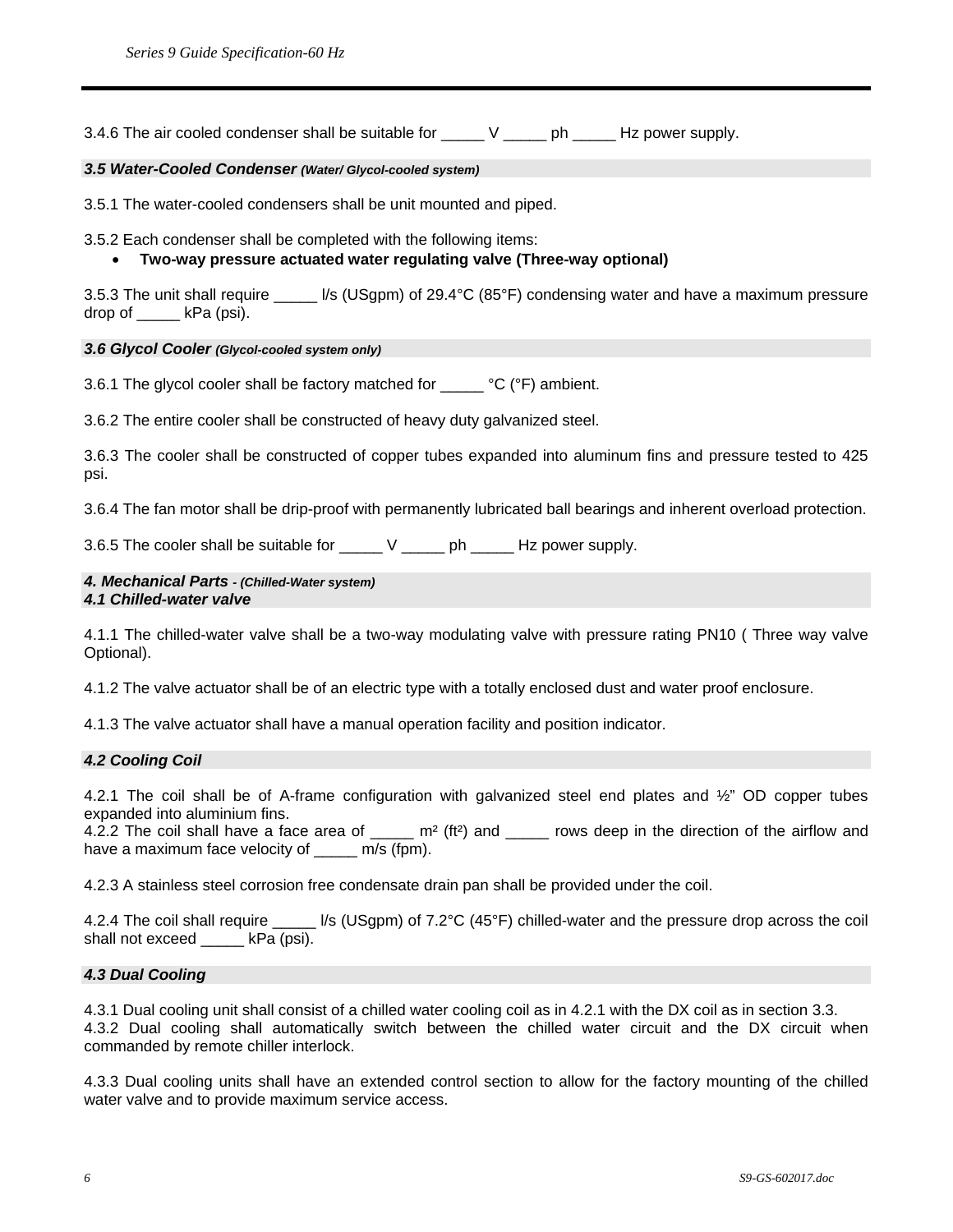3.4.6 The air cooled condenser shall be suitable for _____ V _____ ph _____ Hz power supply.

### *3.5 Water-Cooled Condenser (Water/ Glycol-cooled system)*

3.5.1 The water-cooled condensers shall be unit mounted and piped.

3.5.2 Each condenser shall be completed with the following items:

- **Two-way pressure actuated water regulating valve (Three-way optional)**

3.5.3 The unit shall require _____ l/s (USgpm) of 29.4°C (85°F) condensing water and have a maximum pressure drop of _____ kPa (psi).

### *3.6 Glycol Cooler (Glycol-cooled system only)*

3.6.1 The glycol cooler shall be factory matched for _____ °C (°F) ambient.

3.6.2 The entire cooler shall be constructed of heavy duty galvanized steel.

3.6.3 The cooler shall be constructed of copper tubes expanded into aluminum fins and pressure tested to 425 psi.

3.6.4 The fan motor shall be drip-proof with permanently lubricated ball bearings and inherent overload protection.

3.6.5 The cooler shall be suitable for _____ V _____ ph _____ Hz power supply.

## *4. Mechanical Parts - (Chilled-Water system)*

### *4.1 Chilled-water valve*

4.1.1 The chilled-water valve shall be a two-way modulating valve with pressure rating PN10 ( Three way valve Optional).

4.1.2 The valve actuator shall be of an electric type with a totally enclosed dust and water proof enclosure.

4.1.3 The valve actuator shall have a manual operation facility and position indicator.

### *4.2 Cooling Coil*

4.2.1 The coil shall be of A-frame configuration with galvanized steel end plates and ½" OD copper tubes expanded into aluminium fins.
4.2.2 The coil shall have a face area of _____ m² (ft²) and _____ rows deep in the direction of the airflow and have a maximum face velocity of _____ m/s (fpm).

4.2.3 A stainless steel corrosion free condensate drain pan shall be provided under the coil.

4.2.4 The coil shall require _____ l/s (USgpm) of 7.2°C (45°F) chilled-water and the pressure drop across the coil shall not exceed _____ kPa (psi).

### *4.3 Dual Cooling*

4.3.1 Dual cooling unit shall consist of a chilled water cooling coil as in 4.2.1 with the DX coil as in section 3.3.
4.3.2 Dual cooling shall automatically switch between the chilled water circuit and the DX circuit when commanded by remote chiller interlock.

4.3.3 Dual cooling units shall have an extended control section to allow for the factory mounting of the chilled water valve and to provide maximum service access.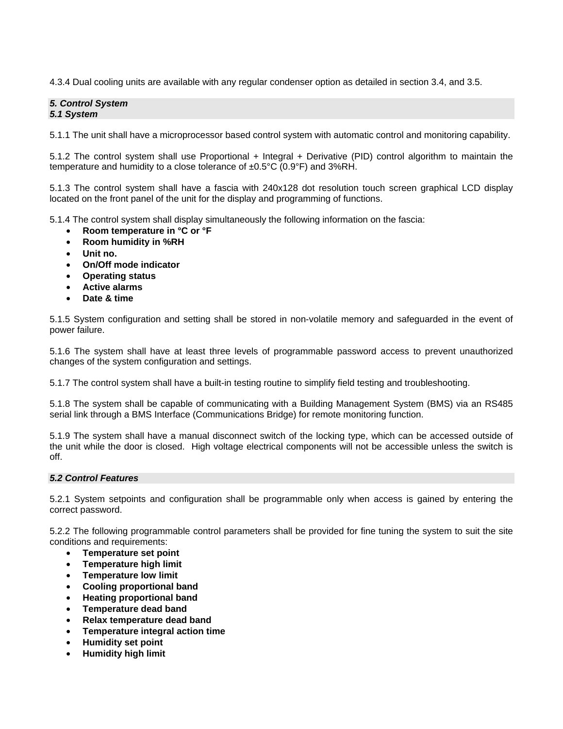4.3.4 Dual cooling units are available with any regular condenser option as detailed in section 3.4, and 3.5.

## *5. Control System*
### *5.1 System*

5.1.1 The unit shall have a microprocessor based control system with automatic control and monitoring capability.

5.1.2 The control system shall use Proportional + Integral + Derivative (PID) control algorithm to maintain the temperature and humidity to a close tolerance of ±0.5°C (0.9°F) and 3%RH.

5.1.3 The control system shall have a fascia with 240x128 dot resolution touch screen graphical LCD display located on the front panel of the unit for the display and programming of functions.

5.1.4 The control system shall display simultaneously the following information on the fascia:

- **Room temperature in °C or °F**
- **Room humidity in %RH**
- **Unit no.**
- **On/Off mode indicator**
- **Operating status**
- **Active alarms**
- **Date & time**

5.1.5 System configuration and setting shall be stored in non-volatile memory and safeguarded in the event of power failure.

5.1.6 The system shall have at least three levels of programmable password access to prevent unauthorized changes of the system configuration and settings.

5.1.7 The control system shall have a built-in testing routine to simplify field testing and troubleshooting.

5.1.8 The system shall be capable of communicating with a Building Management System (BMS) via an RS485 serial link through a BMS Interface (Communications Bridge) for remote monitoring function.

5.1.9 The system shall have a manual disconnect switch of the locking type, which can be accessed outside of the unit while the door is closed. High voltage electrical components will not be accessible unless the switch is off.

### *5.2 Control Features*

5.2.1 System setpoints and configuration shall be programmable only when access is gained by entering the correct password.

5.2.2 The following programmable control parameters shall be provided for fine tuning the system to suit the site conditions and requirements:

- **Temperature set point**
- **Temperature high limit**
- **Temperature low limit**
- **Cooling proportional band**
- **Heating proportional band**
- **Temperature dead band**
- **Relax temperature dead band**
- **Temperature integral action time**
- **Humidity set point**
- **Humidity high limit**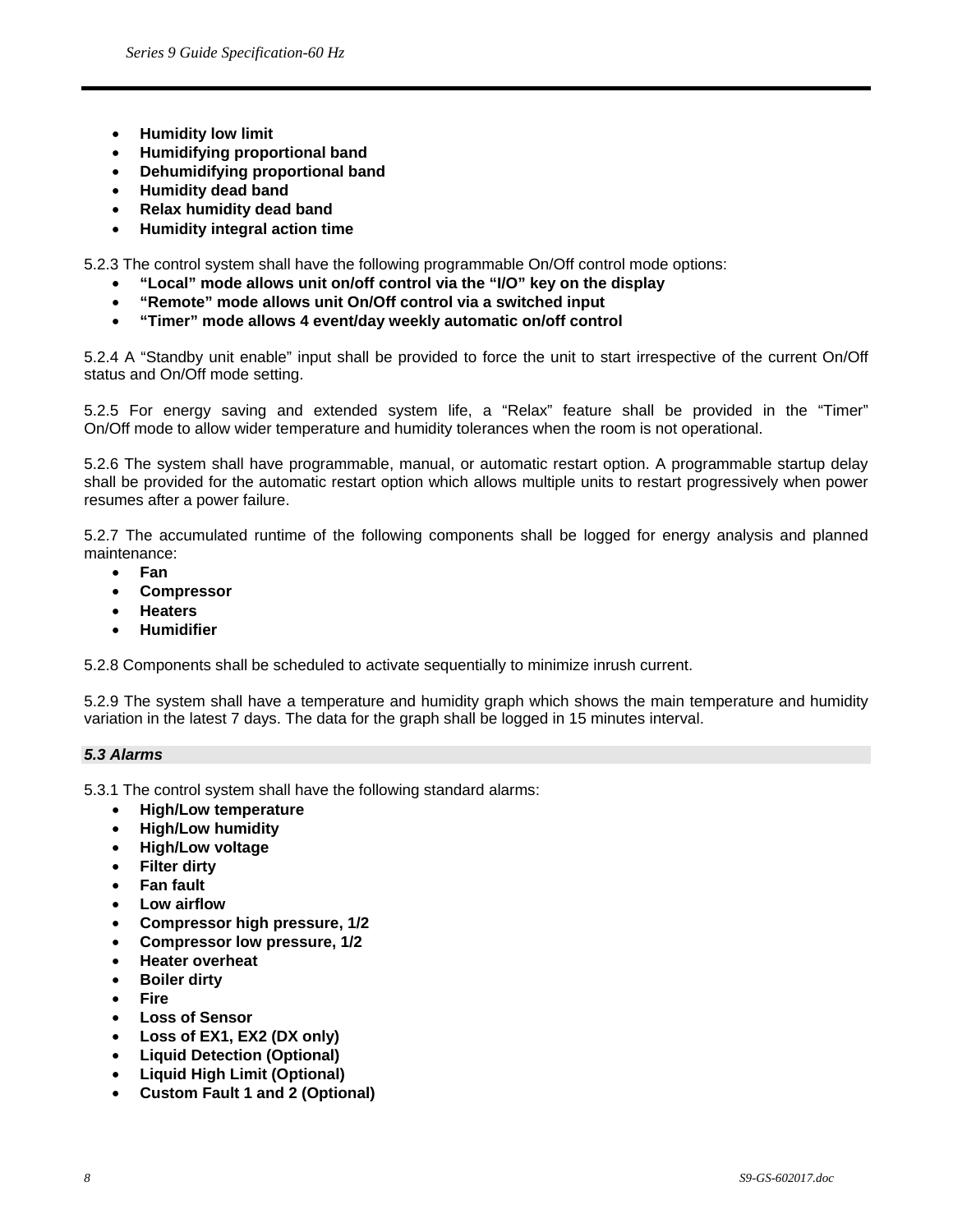- **Humidity low limit**
- **Humidifying proportional band**
- **Dehumidifying proportional band**
- **Humidity dead band**
- **Relax humidity dead band**
- **Humidity integral action time**

5.2.3 The control system shall have the following programmable On/Off control mode options:

- **"Local" mode allows unit on/off control via the "I/O" key on the display**
- **"Remote" mode allows unit On/Off control via a switched input**
- **"Timer" mode allows 4 event/day weekly automatic on/off control**

5.2.4 A "Standby unit enable" input shall be provided to force the unit to start irrespective of the current On/Off status and On/Off mode setting.

5.2.5 For energy saving and extended system life, a "Relax" feature shall be provided in the "Timer" On/Off mode to allow wider temperature and humidity tolerances when the room is not operational.

5.2.6 The system shall have programmable, manual, or automatic restart option. A programmable startup delay shall be provided for the automatic restart option which allows multiple units to restart progressively when power resumes after a power failure.

5.2.7 The accumulated runtime of the following components shall be logged for energy analysis and planned maintenance:

- **Fan**
- **Compressor**
- **Heaters**
- **Humidifier**

5.2.8 Components shall be scheduled to activate sequentially to minimize inrush current.

5.2.9 The system shall have a temperature and humidity graph which shows the main temperature and humidity variation in the latest 7 days. The data for the graph shall be logged in 15 minutes interval.

### *5.3 Alarms*

5.3.1 The control system shall have the following standard alarms:

- **High/Low temperature**
- **High/Low humidity**
- **High/Low voltage**
- **Filter dirty**
- **Fan fault**
- **Low airflow**
- **Compressor high pressure, 1/2**
- **Compressor low pressure, 1/2**
- **Heater overheat**
- **Boiler dirty**
- **Fire**
- **Loss of Sensor**
- **Loss of EX1, EX2 (DX only)**
- **Liquid Detection (Optional)**
- **Liquid High Limit (Optional)**
- **Custom Fault 1 and 2 (Optional)**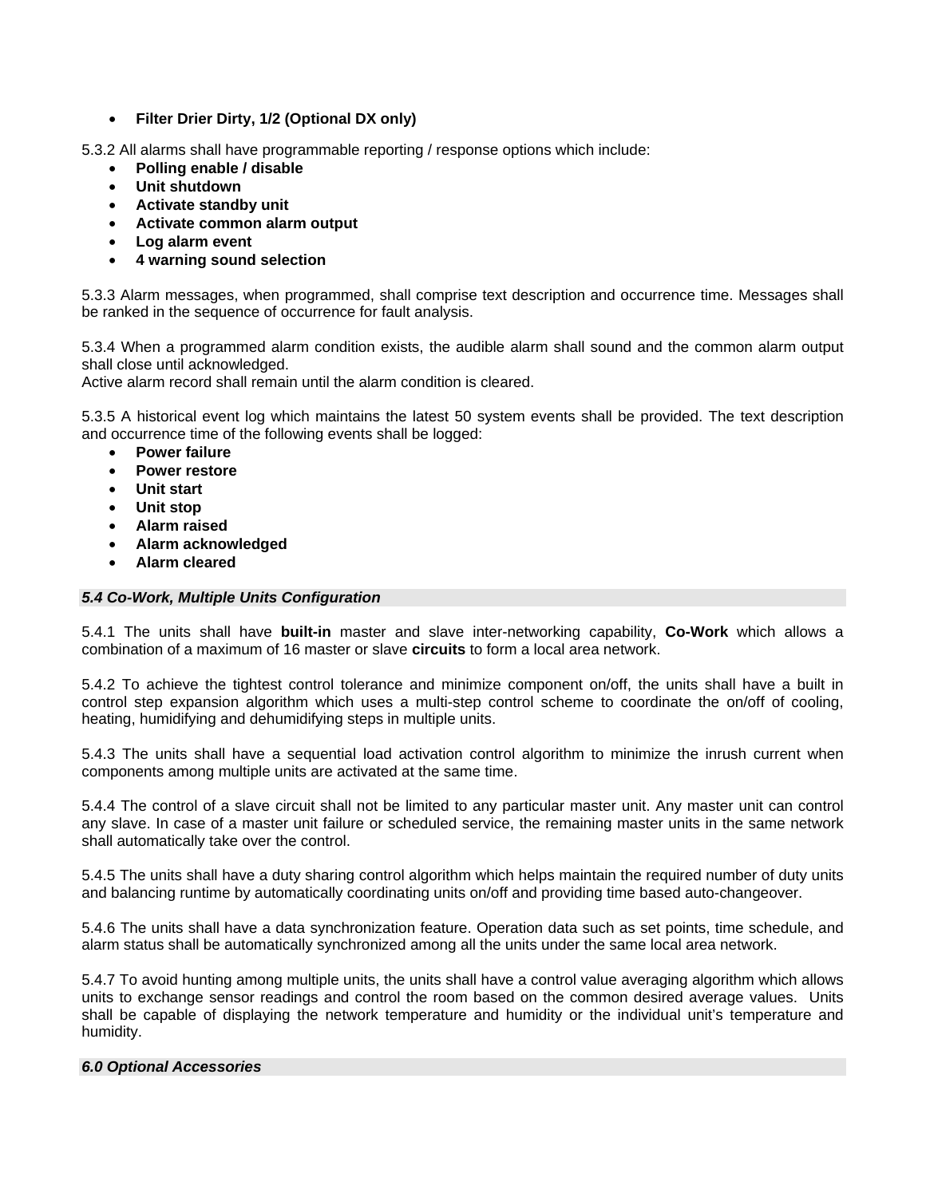- **Filter Drier Dirty, 1/2 (Optional DX only)**

5.3.2 All alarms shall have programmable reporting / response options which include:

- **Polling enable / disable**
- **Unit shutdown**
- **Activate standby unit**
- **Activate common alarm output**
- **Log alarm event**
- **4 warning sound selection**

5.3.3 Alarm messages, when programmed, shall comprise text description and occurrence time. Messages shall be ranked in the sequence of occurrence for fault analysis.

5.3.4 When a programmed alarm condition exists, the audible alarm shall sound and the common alarm output shall close until acknowledged.
Active alarm record shall remain until the alarm condition is cleared.

5.3.5 A historical event log which maintains the latest 50 system events shall be provided. The text description and occurrence time of the following events shall be logged:

- **Power failure**
- **Power restore**
- **Unit start**
- **Unit stop**
- **Alarm raised**
- **Alarm acknowledged**
- **Alarm cleared**

### *5.4 Co-Work, Multiple Units Configuration*

5.4.1 The units shall have **built-in** master and slave inter-networking capability, **Co-Work** which allows a combination of a maximum of 16 master or slave **circuits** to form a local area network.

5.4.2 To achieve the tightest control tolerance and minimize component on/off, the units shall have a built in control step expansion algorithm which uses a multi-step control scheme to coordinate the on/off of cooling, heating, humidifying and dehumidifying steps in multiple units.

5.4.3 The units shall have a sequential load activation control algorithm to minimize the inrush current when components among multiple units are activated at the same time.

5.4.4 The control of a slave circuit shall not be limited to any particular master unit. Any master unit can control any slave. In case of a master unit failure or scheduled service, the remaining master units in the same network shall automatically take over the control.

5.4.5 The units shall have a duty sharing control algorithm which helps maintain the required number of duty units and balancing runtime by automatically coordinating units on/off and providing time based auto-changeover.

5.4.6 The units shall have a data synchronization feature. Operation data such as set points, time schedule, and alarm status shall be automatically synchronized among all the units under the same local area network.

5.4.7 To avoid hunting among multiple units, the units shall have a control value averaging algorithm which allows units to exchange sensor readings and control the room based on the common desired average values. Units shall be capable of displaying the network temperature and humidity or the individual unit's temperature and humidity.

### *6.0 Optional Accessories*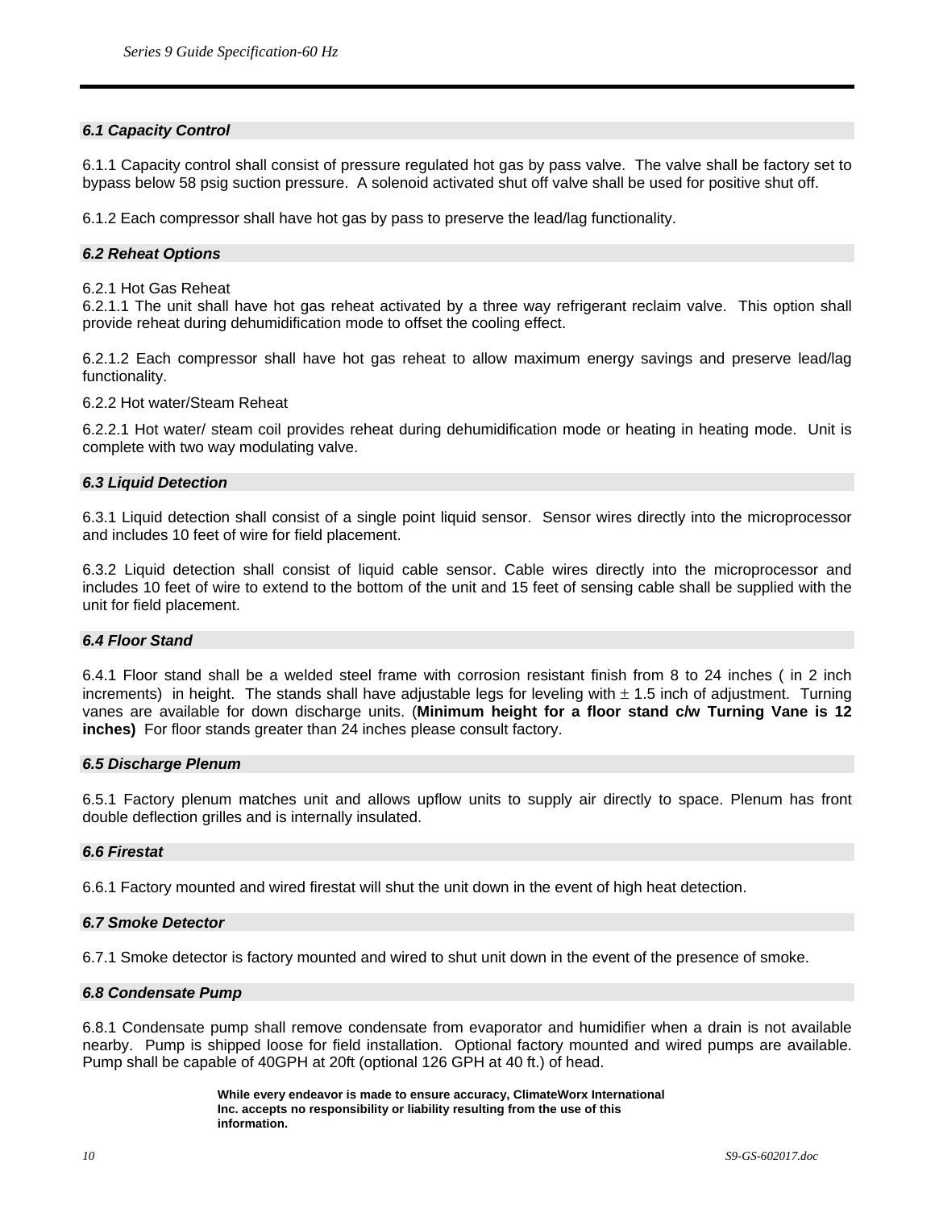### *6.1 Capacity Control*

6.1.1 Capacity control shall consist of pressure regulated hot gas by pass valve. The valve shall be factory set to bypass below 58 psig suction pressure. A solenoid activated shut off valve shall be used for positive shut off.

6.1.2 Each compressor shall have hot gas by pass to preserve the lead/lag functionality.

### *6.2 Reheat Options*

6.2.1 Hot Gas Reheat
6.2.1.1 The unit shall have hot gas reheat activated by a three way refrigerant reclaim valve. This option shall provide reheat during dehumidification mode to offset the cooling effect.

6.2.1.2 Each compressor shall have hot gas reheat to allow maximum energy savings and preserve lead/lag functionality.

6.2.2 Hot water/Steam Reheat

6.2.2.1 Hot water/ steam coil provides reheat during dehumidification mode or heating in heating mode. Unit is complete with two way modulating valve.

### *6.3 Liquid Detection*

6.3.1 Liquid detection shall consist of a single point liquid sensor. Sensor wires directly into the microprocessor and includes 10 feet of wire for field placement.

6.3.2 Liquid detection shall consist of liquid cable sensor. Cable wires directly into the microprocessor and includes 10 feet of wire to extend to the bottom of the unit and 15 feet of sensing cable shall be supplied with the unit for field placement.

### *6.4 Floor Stand*

6.4.1 Floor stand shall be a welded steel frame with corrosion resistant finish from 8 to 24 inches ( in 2 inch increments) in height. The stands shall have adjustable legs for leveling with ± 1.5 inch of adjustment. Turning vanes are available for down discharge units. (**Minimum height for a floor stand c/w Turning Vane is 12 inches)** For floor stands greater than 24 inches please consult factory.

### *6.5 Discharge Plenum*

6.5.1 Factory plenum matches unit and allows upflow units to supply air directly to space. Plenum has front double deflection grilles and is internally insulated.

### *6.6 Firestat*

6.6.1 Factory mounted and wired firestat will shut the unit down in the event of high heat detection.

### *6.7 Smoke Detector*

6.7.1 Smoke detector is factory mounted and wired to shut unit down in the event of the presence of smoke.

### *6.8 Condensate Pump*

6.8.1 Condensate pump shall remove condensate from evaporator and humidifier when a drain is not available nearby. Pump is shipped loose for field installation. Optional factory mounted and wired pumps are available. Pump shall be capable of 40GPH at 20ft (optional 126 GPH at 40 ft.) of head.

**While every endeavor is made to ensure accuracy, ClimateWorx International Inc. accepts no responsibility or liability resulting from the use of this information.**